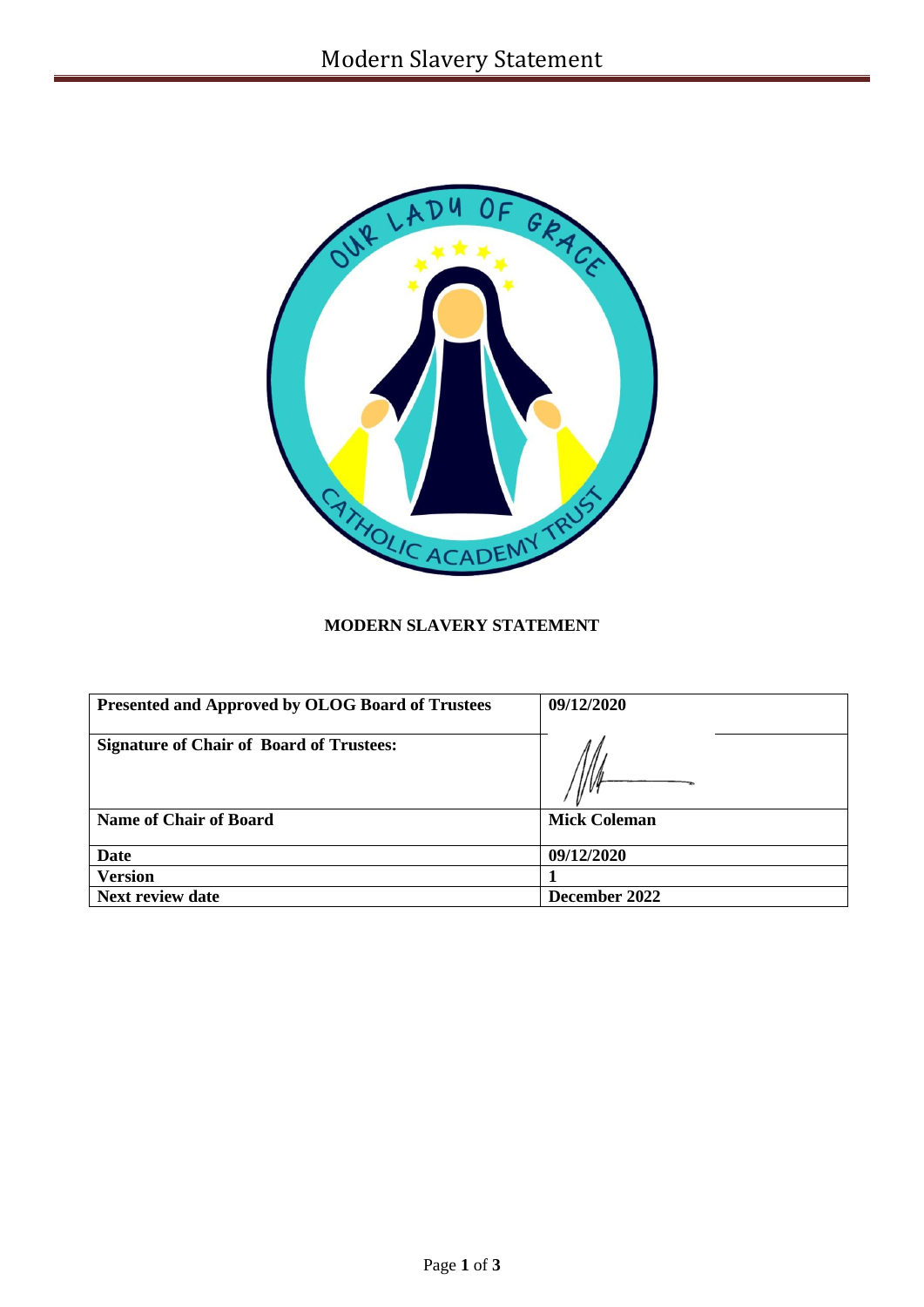**MODERN SLAVERY STATEMENT**

| **Presented and Approved by OLOG Board of Trustees** | **09/12/2020** |
|---|---|
| **Signature of Chair of Board of Trustees:** | |
| **Name of Chair of Board** | **Mick Coleman** |
| **Date** | **09/12/2020** |
| **Version** | **1** |
| **Next review date** | **December 2022** |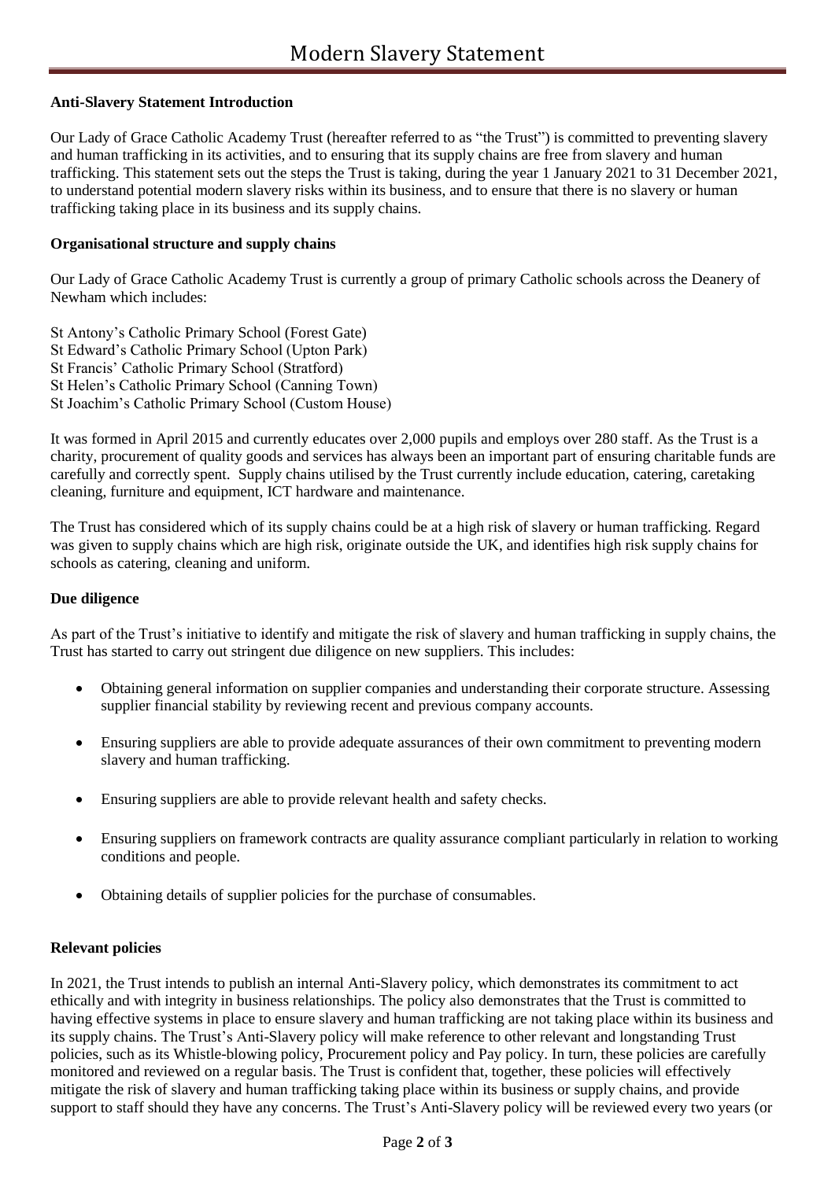# Modern Slavery Statement

**Anti-Slavery Statement Introduction**

Our Lady of Grace Catholic Academy Trust (hereafter referred to as "the Trust") is committed to preventing slavery and human trafficking in its activities, and to ensuring that its supply chains are free from slavery and human trafficking. This statement sets out the steps the Trust is taking, during the year 1 January 2021 to 31 December 2021, to understand potential modern slavery risks within its business, and to ensure that there is no slavery or human trafficking taking place in its business and its supply chains.

**Organisational structure and supply chains**

Our Lady of Grace Catholic Academy Trust is currently a group of primary Catholic schools across the Deanery of Newham which includes:

St Antony's Catholic Primary School (Forest Gate)
St Edward's Catholic Primary School (Upton Park)
St Francis' Catholic Primary School (Stratford)
St Helen's Catholic Primary School (Canning Town)
St Joachim's Catholic Primary School (Custom House)

It was formed in April 2015 and currently educates over 2,000 pupils and employs over 280 staff. As the Trust is a charity, procurement of quality goods and services has always been an important part of ensuring charitable funds are carefully and correctly spent. Supply chains utilised by the Trust currently include education, catering, caretaking cleaning, furniture and equipment, ICT hardware and maintenance.

The Trust has considered which of its supply chains could be at a high risk of slavery or human trafficking. Regard was given to supply chains which are high risk, originate outside the UK, and identifies high risk supply chains for schools as catering, cleaning and uniform.

**Due diligence**

As part of the Trust's initiative to identify and mitigate the risk of slavery and human trafficking in supply chains, the Trust has started to carry out stringent due diligence on new suppliers. This includes:

- Obtaining general information on supplier companies and understanding their corporate structure. Assessing supplier financial stability by reviewing recent and previous company accounts.
- Ensuring suppliers are able to provide adequate assurances of their own commitment to preventing modern slavery and human trafficking.
- Ensuring suppliers are able to provide relevant health and safety checks.
- Ensuring suppliers on framework contracts are quality assurance compliant particularly in relation to working conditions and people.
- Obtaining details of supplier policies for the purchase of consumables.

**Relevant policies**

In 2021, the Trust intends to publish an internal Anti-Slavery policy, which demonstrates its commitment to act ethically and with integrity in business relationships. The policy also demonstrates that the Trust is committed to having effective systems in place to ensure slavery and human trafficking are not taking place within its business and its supply chains. The Trust's Anti-Slavery policy will make reference to other relevant and longstanding Trust policies, such as its Whistle-blowing policy, Procurement policy and Pay policy. In turn, these policies are carefully monitored and reviewed on a regular basis. The Trust is confident that, together, these policies will effectively mitigate the risk of slavery and human trafficking taking place within its business or supply chains, and provide support to staff should they have any concerns. The Trust's Anti-Slavery policy will be reviewed every two years (or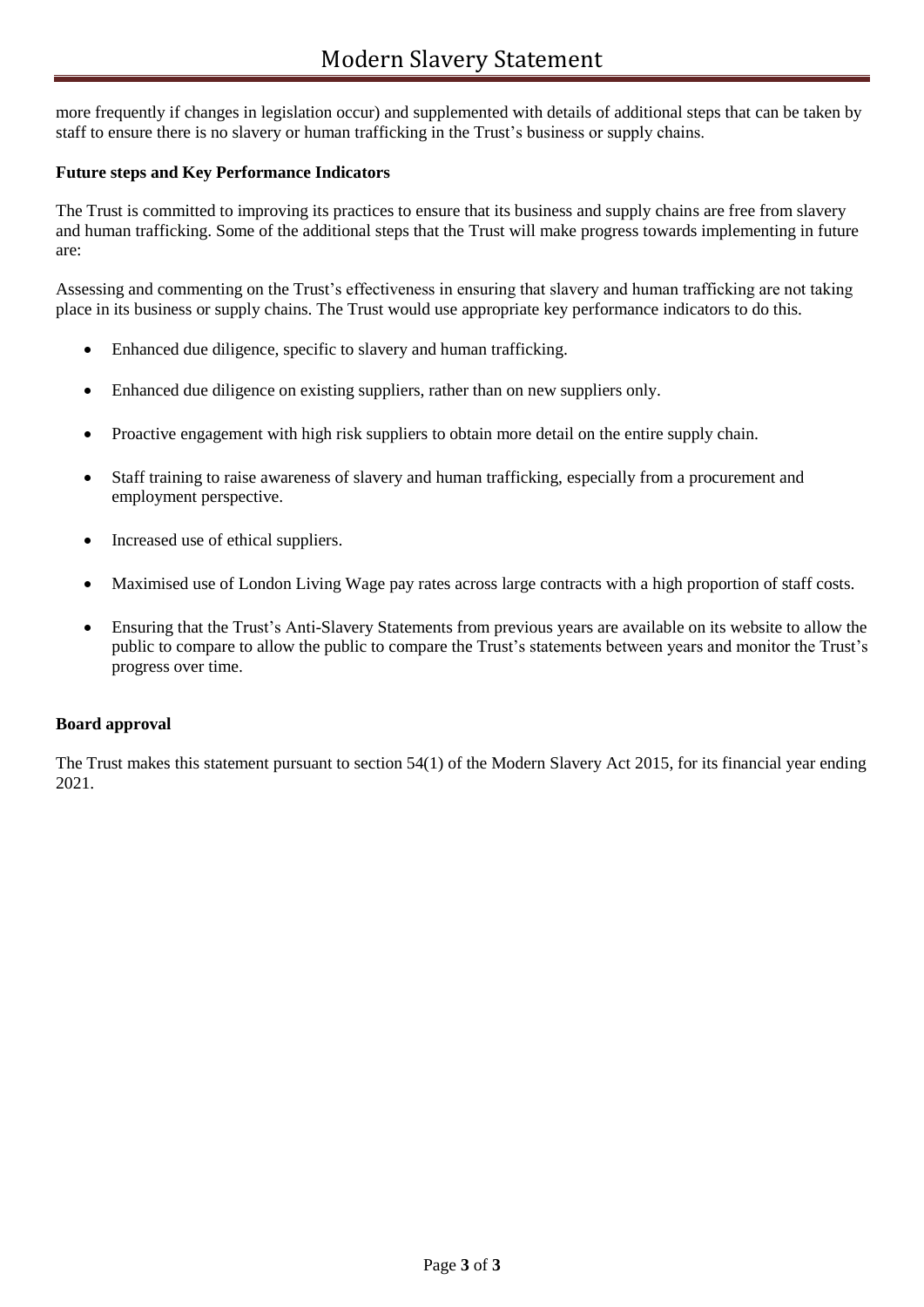more frequently if changes in legislation occur) and supplemented with details of additional steps that can be taken by staff to ensure there is no slavery or human trafficking in the Trust's business or supply chains.

**Future steps and Key Performance Indicators**

The Trust is committed to improving its practices to ensure that its business and supply chains are free from slavery and human trafficking. Some of the additional steps that the Trust will make progress towards implementing in future are:

Assessing and commenting on the Trust's effectiveness in ensuring that slavery and human trafficking are not taking place in its business or supply chains. The Trust would use appropriate key performance indicators to do this.

- Enhanced due diligence, specific to slavery and human trafficking.
- Enhanced due diligence on existing suppliers, rather than on new suppliers only.
- Proactive engagement with high risk suppliers to obtain more detail on the entire supply chain.
- Staff training to raise awareness of slavery and human trafficking, especially from a procurement and employment perspective.
- Increased use of ethical suppliers.
- Maximised use of London Living Wage pay rates across large contracts with a high proportion of staff costs.
- Ensuring that the Trust's Anti-Slavery Statements from previous years are available on its website to allow the public to compare to allow the public to compare the Trust's statements between years and monitor the Trust's progress over time.

**Board approval**

The Trust makes this statement pursuant to section 54(1) of the Modern Slavery Act 2015, for its financial year ending 2021.